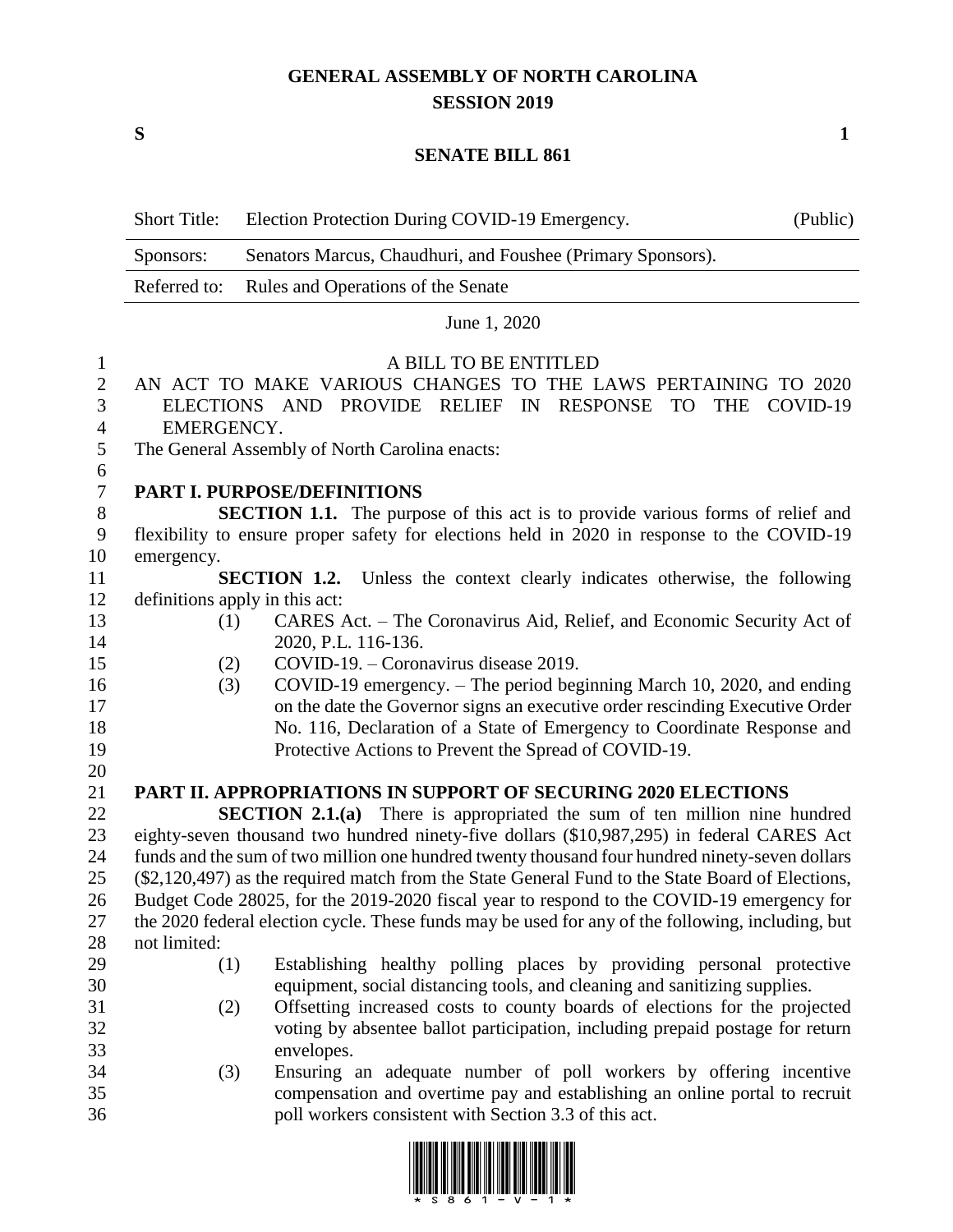# GENERAL ASSEMBLY OF NORTH CAROLINA
## SESSION 2019

**S** **1**

## SENATE BILL 861

| Short Title: | Election Protection During COVID-19 Emergency. | (Public) |
|---|---|---|
| Sponsors: | Senators Marcus, Chaudhuri, and Foushee (Primary Sponsors). | |
| Referred to: | Rules and Operations of the Senate | |

June 1, 2020

A BILL TO BE ENTITLED

AN ACT TO MAKE VARIOUS CHANGES TO THE LAWS PERTAINING TO 2020 ELECTIONS AND PROVIDE RELIEF IN RESPONSE TO THE COVID-19 EMERGENCY.

The General Assembly of North Carolina enacts:

### PART I. PURPOSE/DEFINITIONS

**SECTION 1.1.** The purpose of this act is to provide various forms of relief and flexibility to ensure proper safety for elections held in 2020 in response to the COVID-19 emergency.

**SECTION 1.2.** Unless the context clearly indicates otherwise, the following definitions apply in this act:

(1) CARES Act. – The Coronavirus Aid, Relief, and Economic Security Act of 2020, P.L. 116-136.

(2) COVID-19. – Coronavirus disease 2019.

(3) COVID-19 emergency. – The period beginning March 10, 2020, and ending on the date the Governor signs an executive order rescinding Executive Order No. 116, Declaration of a State of Emergency to Coordinate Response and Protective Actions to Prevent the Spread of COVID-19.

### PART II. APPROPRIATIONS IN SUPPORT OF SECURING 2020 ELECTIONS

**SECTION 2.1.(a)** There is appropriated the sum of ten million nine hundred eighty-seven thousand two hundred ninety-five dollars ($10,987,295) in federal CARES Act funds and the sum of two million one hundred twenty thousand four hundred ninety-seven dollars ($2,120,497) as the required match from the State General Fund to the State Board of Elections, Budget Code 28025, for the 2019-2020 fiscal year to respond to the COVID-19 emergency for the 2020 federal election cycle. These funds may be used for any of the following, including, but not limited:

(1) Establishing healthy polling places by providing personal protective equipment, social distancing tools, and cleaning and sanitizing supplies.

(2) Offsetting increased costs to county boards of elections for the projected voting by absentee ballot participation, including prepaid postage for return envelopes.

(3) Ensuring an adequate number of poll workers by offering incentive compensation and overtime pay and establishing an online portal to recruit poll workers consistent with Section 3.3 of this act.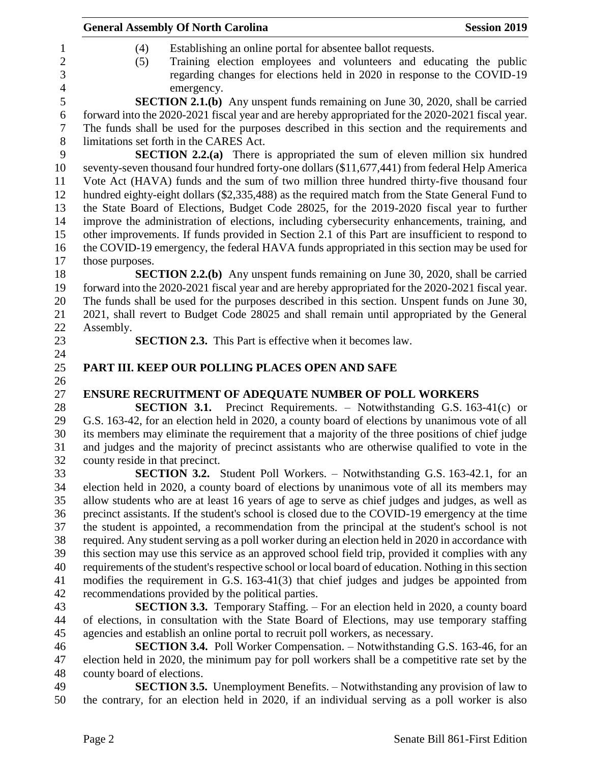(4) Establishing an online portal for absentee ballot requests.

(5) Training election employees and volunteers and educating the public regarding changes for elections held in 2020 in response to the COVID-19 emergency.

**SECTION 2.1.(b)** Any unspent funds remaining on June 30, 2020, shall be carried forward into the 2020-2021 fiscal year and are hereby appropriated for the 2020-2021 fiscal year. The funds shall be used for the purposes described in this section and the requirements and limitations set forth in the CARES Act.

**SECTION 2.2.(a)** There is appropriated the sum of eleven million six hundred seventy-seven thousand four hundred forty-one dollars ($11,677,441) from federal Help America Vote Act (HAVA) funds and the sum of two million three hundred thirty-five thousand four hundred eighty-eight dollars ($2,335,488) as the required match from the State General Fund to the State Board of Elections, Budget Code 28025, for the 2019-2020 fiscal year to further improve the administration of elections, including cybersecurity enhancements, training, and other improvements. If funds provided in Section 2.1 of this Part are insufficient to respond to the COVID-19 emergency, the federal HAVA funds appropriated in this section may be used for those purposes.

**SECTION 2.2.(b)** Any unspent funds remaining on June 30, 2020, shall be carried forward into the 2020-2021 fiscal year and are hereby appropriated for the 2020-2021 fiscal year. The funds shall be used for the purposes described in this section. Unspent funds on June 30, 2021, shall revert to Budget Code 28025 and shall remain until appropriated by the General Assembly.

**SECTION 2.3.** This Part is effective when it becomes law.

## PART III. KEEP OUR POLLING PLACES OPEN AND SAFE

### ENSURE RECRUITMENT OF ADEQUATE NUMBER OF POLL WORKERS

**SECTION 3.1.** Precinct Requirements. – Notwithstanding G.S. 163-41(c) or G.S. 163-42, for an election held in 2020, a county board of elections by unanimous vote of all its members may eliminate the requirement that a majority of the three positions of chief judge and judges and the majority of precinct assistants who are otherwise qualified to vote in the county reside in that precinct.

**SECTION 3.2.** Student Poll Workers. – Notwithstanding G.S. 163-42.1, for an election held in 2020, a county board of elections by unanimous vote of all its members may allow students who are at least 16 years of age to serve as chief judges and judges, as well as precinct assistants. If the student's school is closed due to the COVID-19 emergency at the time the student is appointed, a recommendation from the principal at the student's school is not required. Any student serving as a poll worker during an election held in 2020 in accordance with this section may use this service as an approved school field trip, provided it complies with any requirements of the student's respective school or local board of education. Nothing in this section modifies the requirement in G.S. 163-41(3) that chief judges and judges be appointed from recommendations provided by the political parties.

**SECTION 3.3.** Temporary Staffing. – For an election held in 2020, a county board of elections, in consultation with the State Board of Elections, may use temporary staffing agencies and establish an online portal to recruit poll workers, as necessary.

**SECTION 3.4.** Poll Worker Compensation. – Notwithstanding G.S. 163-46, for an election held in 2020, the minimum pay for poll workers shall be a competitive rate set by the county board of elections.

**SECTION 3.5.** Unemployment Benefits. – Notwithstanding any provision of law to the contrary, for an election held in 2020, if an individual serving as a poll worker is also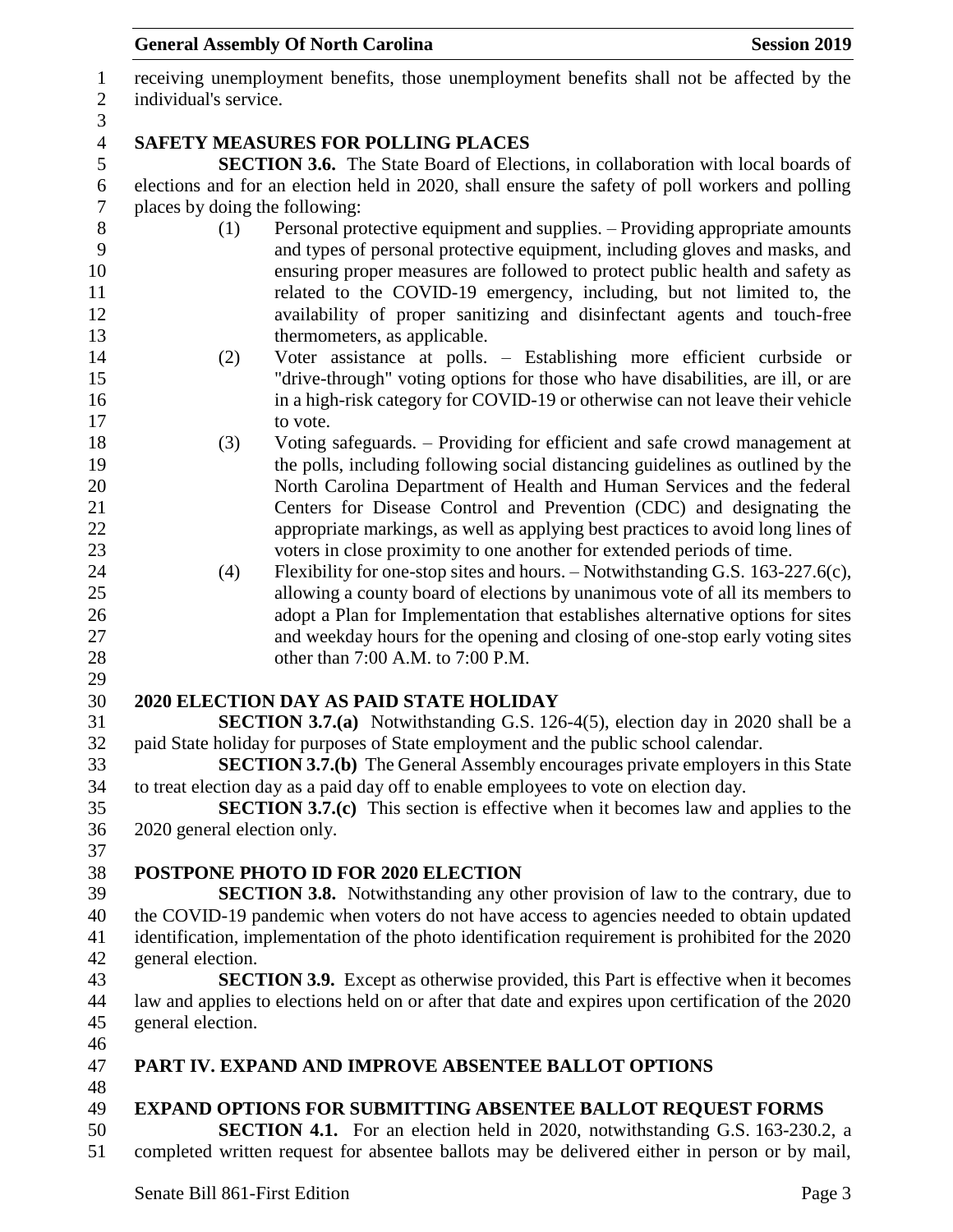receiving unemployment benefits, those unemployment benefits shall not be affected by the individual's service.

**SAFETY MEASURES FOR POLLING PLACES**

**SECTION 3.6.** The State Board of Elections, in collaboration with local boards of elections and for an election held in 2020, shall ensure the safety of poll workers and polling places by doing the following:

(1) Personal protective equipment and supplies. – Providing appropriate amounts and types of personal protective equipment, including gloves and masks, and ensuring proper measures are followed to protect public health and safety as related to the COVID-19 emergency, including, but not limited to, the availability of proper sanitizing and disinfectant agents and touch-free thermometers, as applicable.

(2) Voter assistance at polls. – Establishing more efficient curbside or "drive-through" voting options for those who have disabilities, are ill, or are in a high-risk category for COVID-19 or otherwise can not leave their vehicle to vote.

(3) Voting safeguards. – Providing for efficient and safe crowd management at the polls, including following social distancing guidelines as outlined by the North Carolina Department of Health and Human Services and the federal Centers for Disease Control and Prevention (CDC) and designating the appropriate markings, as well as applying best practices to avoid long lines of voters in close proximity to one another for extended periods of time.

(4) Flexibility for one-stop sites and hours. – Notwithstanding G.S. 163-227.6(c), allowing a county board of elections by unanimous vote of all its members to adopt a Plan for Implementation that establishes alternative options for sites and weekday hours for the opening and closing of one-stop early voting sites other than 7:00 A.M. to 7:00 P.M.

**2020 ELECTION DAY AS PAID STATE HOLIDAY**

**SECTION 3.7.(a)** Notwithstanding G.S. 126-4(5), election day in 2020 shall be a paid State holiday for purposes of State employment and the public school calendar.

**SECTION 3.7.(b)** The General Assembly encourages private employers in this State to treat election day as a paid day off to enable employees to vote on election day.

**SECTION 3.7.(c)** This section is effective when it becomes law and applies to the 2020 general election only.

**POSTPONE PHOTO ID FOR 2020 ELECTION**

**SECTION 3.8.** Notwithstanding any other provision of law to the contrary, due to the COVID-19 pandemic when voters do not have access to agencies needed to obtain updated identification, implementation of the photo identification requirement is prohibited for the 2020 general election.

**SECTION 3.9.** Except as otherwise provided, this Part is effective when it becomes law and applies to elections held on or after that date and expires upon certification of the 2020 general election.

**PART IV. EXPAND AND IMPROVE ABSENTEE BALLOT OPTIONS**

**EXPAND OPTIONS FOR SUBMITTING ABSENTEE BALLOT REQUEST FORMS**

**SECTION 4.1.** For an election held in 2020, notwithstanding G.S. 163-230.2, a completed written request for absentee ballots may be delivered either in person or by mail,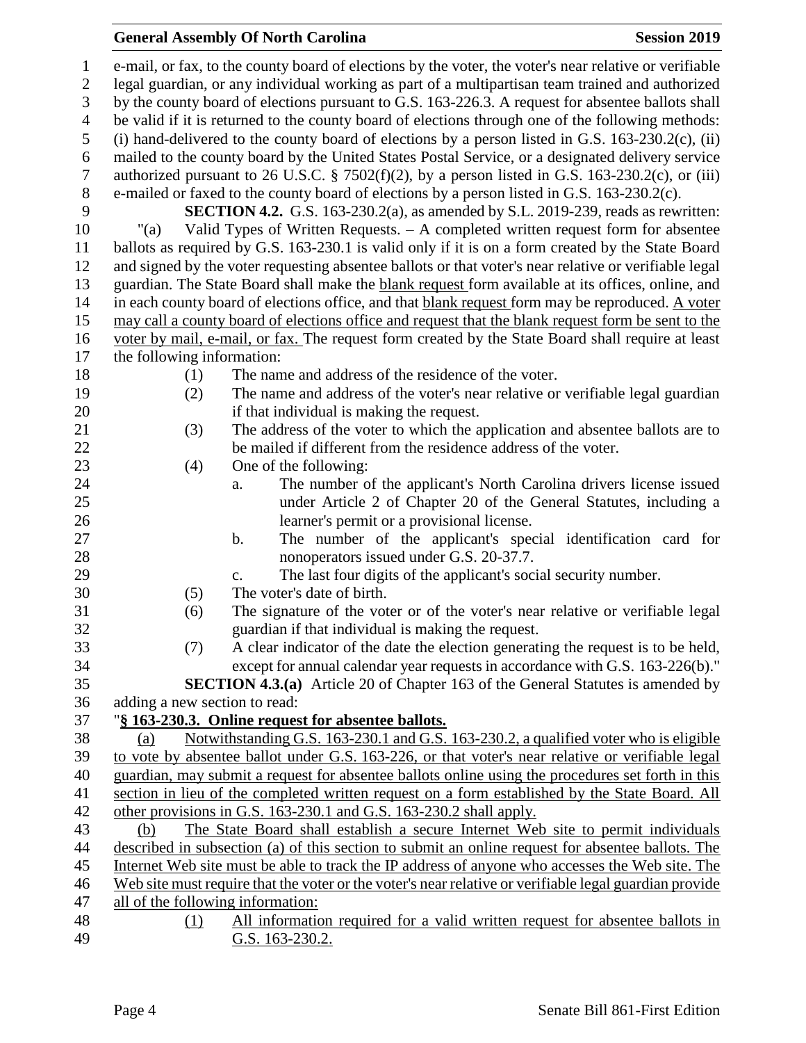e-mail, or fax, to the county board of elections by the voter, the voter's near relative or verifiable legal guardian, or any individual working as part of a multipartisan team trained and authorized by the county board of elections pursuant to G.S. 163-226.3. A request for absentee ballots shall be valid if it is returned to the county board of elections through one of the following methods: (i) hand-delivered to the county board of elections by a person listed in G.S. 163-230.2(c), (ii) mailed to the county board by the United States Postal Service, or a designated delivery service authorized pursuant to 26 U.S.C. § 7502(f)(2), by a person listed in G.S. 163-230.2(c), or (iii) e-mailed or faxed to the county board of elections by a person listed in G.S. 163-230.2(c).

**SECTION 4.2.** G.S. 163-230.2(a), as amended by S.L. 2019-239, reads as rewritten:

"(a) Valid Types of Written Requests. – A completed written request form for absentee ballots as required by G.S. 163-230.1 is valid only if it is on a form created by the State Board and signed by the voter requesting absentee ballots or that voter's near relative or verifiable legal guardian. The State Board shall make the <u>blank request</u> form available at its offices, online, and in each county board of elections office, and that <u>blank request</u> form may be reproduced. <u>A voter may call a county board of elections office and request that the blank request form be sent to the voter by mail, e-mail, or fax.</u> The request form created by the State Board shall require at least the following information:

(1) The name and address of the residence of the voter.

(2) The name and address of the voter's near relative or verifiable legal guardian if that individual is making the request.

(3) The address of the voter to which the application and absentee ballots are to be mailed if different from the residence address of the voter.

(4) One of the following:

a. The number of the applicant's North Carolina drivers license issued under Article 2 of Chapter 20 of the General Statutes, including a learner's permit or a provisional license.

b. The number of the applicant's special identification card for nonoperators issued under G.S. 20-37.7.

c. The last four digits of the applicant's social security number.

(5) The voter's date of birth.

(6) The signature of the voter or of the voter's near relative or verifiable legal guardian if that individual is making the request.

(7) A clear indicator of the date the election generating the request is to be held, except for annual calendar year requests in accordance with G.S. 163-226(b)."

**SECTION 4.3.(a)** Article 20 of Chapter 163 of the General Statutes is amended by adding a new section to read:

"**<u>§ 163-230.3. Online request for absentee ballots.</u>**

<u>(a) Notwithstanding G.S. 163-230.1 and G.S. 163-230.2, a qualified voter who is eligible to vote by absentee ballot under G.S. 163-226, or that voter's near relative or verifiable legal guardian, may submit a request for absentee ballots online using the procedures set forth in this section in lieu of the completed written request on a form established by the State Board. All other provisions in G.S. 163-230.1 and G.S. 163-230.2 shall apply.</u>

<u>(b) The State Board shall establish a secure Internet Web site to permit individuals described in subsection (a) of this section to submit an online request for absentee ballots. The Internet Web site must be able to track the IP address of anyone who accesses the Web site. The Web site must require that the voter or the voter's near relative or verifiable legal guardian provide all of the following information:</u>

<u>(1) All information required for a valid written request for absentee ballots in G.S. 163-230.2.</u>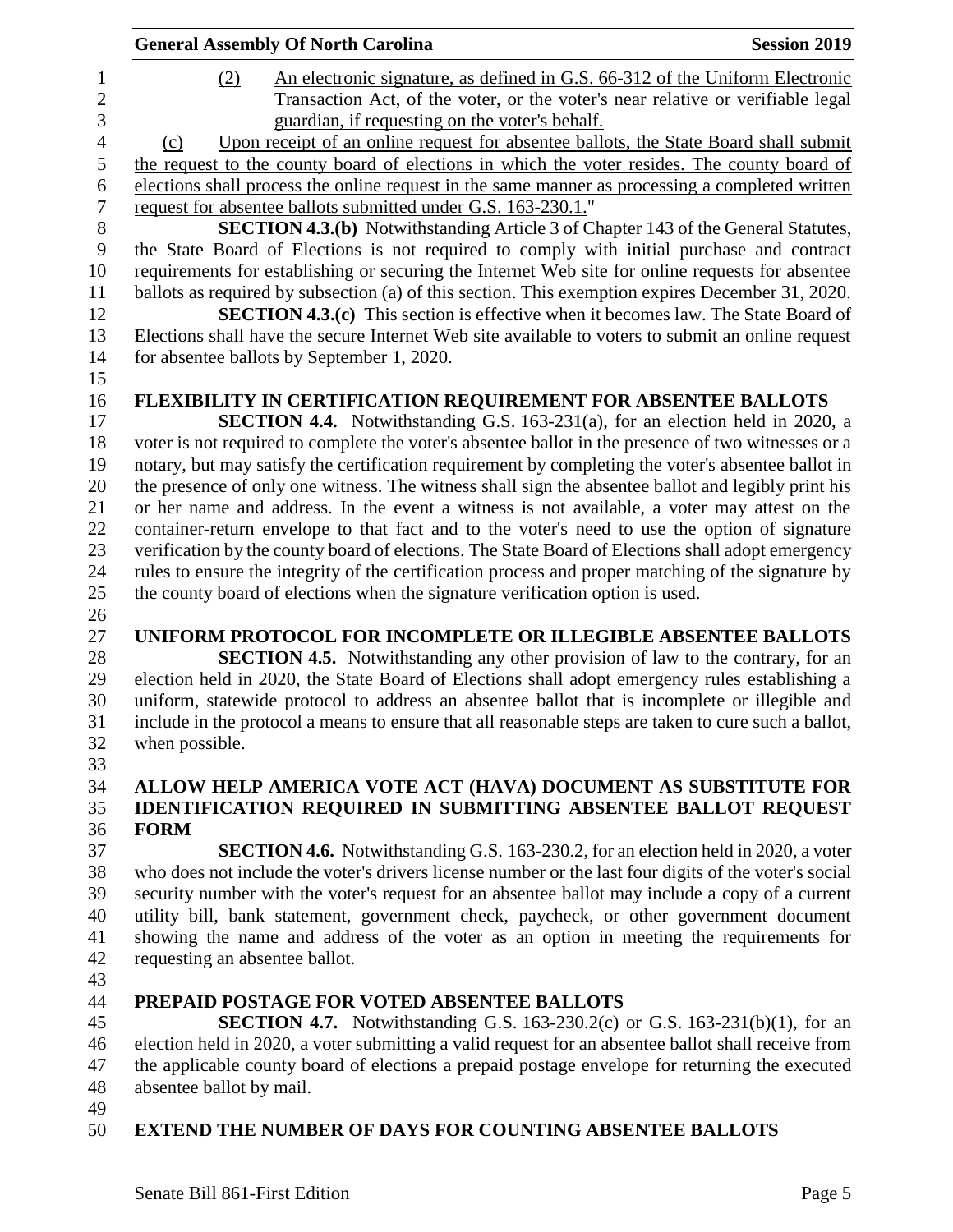(2) An electronic signature, as defined in G.S. 66-312 of the Uniform Electronic Transaction Act, of the voter, or the voter's near relative or verifiable legal guardian, if requesting on the voter's behalf.

(c) Upon receipt of an online request for absentee ballots, the State Board shall submit the request to the county board of elections in which the voter resides. The county board of elections shall process the online request in the same manner as processing a completed written request for absentee ballots submitted under G.S. 163-230.1."

**SECTION 4.3.(b)** Notwithstanding Article 3 of Chapter 143 of the General Statutes, the State Board of Elections is not required to comply with initial purchase and contract requirements for establishing or securing the Internet Web site for online requests for absentee ballots as required by subsection (a) of this section. This exemption expires December 31, 2020.

**SECTION 4.3.(c)** This section is effective when it becomes law. The State Board of Elections shall have the secure Internet Web site available to voters to submit an online request for absentee ballots by September 1, 2020.

## FLEXIBILITY IN CERTIFICATION REQUIREMENT FOR ABSENTEE BALLOTS

**SECTION 4.4.** Notwithstanding G.S. 163-231(a), for an election held in 2020, a voter is not required to complete the voter's absentee ballot in the presence of two witnesses or a notary, but may satisfy the certification requirement by completing the voter's absentee ballot in the presence of only one witness. The witness shall sign the absentee ballot and legibly print his or her name and address. In the event a witness is not available, a voter may attest on the container-return envelope to that fact and to the voter's need to use the option of signature verification by the county board of elections. The State Board of Elections shall adopt emergency rules to ensure the integrity of the certification process and proper matching of the signature by the county board of elections when the signature verification option is used.

## UNIFORM PROTOCOL FOR INCOMPLETE OR ILLEGIBLE ABSENTEE BALLOTS

**SECTION 4.5.** Notwithstanding any other provision of law to the contrary, for an election held in 2020, the State Board of Elections shall adopt emergency rules establishing a uniform, statewide protocol to address an absentee ballot that is incomplete or illegible and include in the protocol a means to ensure that all reasonable steps are taken to cure such a ballot, when possible.

## ALLOW HELP AMERICA VOTE ACT (HAVA) DOCUMENT AS SUBSTITUTE FOR IDENTIFICATION REQUIRED IN SUBMITTING ABSENTEE BALLOT REQUEST FORM

**SECTION 4.6.** Notwithstanding G.S. 163-230.2, for an election held in 2020, a voter who does not include the voter's drivers license number or the last four digits of the voter's social security number with the voter's request for an absentee ballot may include a copy of a current utility bill, bank statement, government check, paycheck, or other government document showing the name and address of the voter as an option in meeting the requirements for requesting an absentee ballot.

## PREPAID POSTAGE FOR VOTED ABSENTEE BALLOTS

**SECTION 4.7.** Notwithstanding G.S. 163-230.2(c) or G.S. 163-231(b)(1), for an election held in 2020, a voter submitting a valid request for an absentee ballot shall receive from the applicable county board of elections a prepaid postage envelope for returning the executed absentee ballot by mail.

## EXTEND THE NUMBER OF DAYS FOR COUNTING ABSENTEE BALLOTS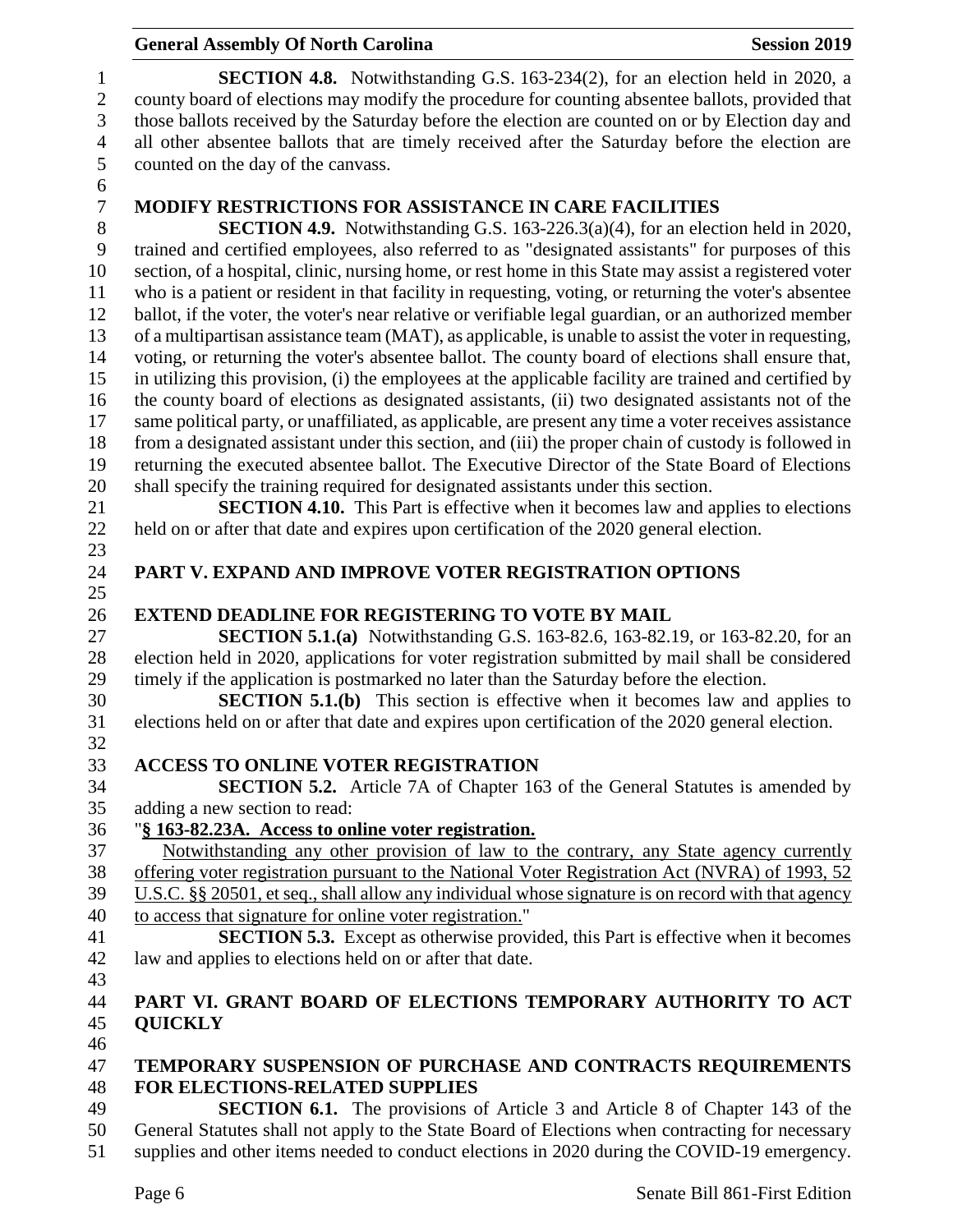**SECTION 4.8.** Notwithstanding G.S. 163-234(2), for an election held in 2020, a county board of elections may modify the procedure for counting absentee ballots, provided that those ballots received by the Saturday before the election are counted on or by Election day and all other absentee ballots that are timely received after the Saturday before the election are counted on the day of the canvass.

### MODIFY RESTRICTIONS FOR ASSISTANCE IN CARE FACILITIES

**SECTION 4.9.** Notwithstanding G.S. 163-226.3(a)(4), for an election held in 2020, trained and certified employees, also referred to as "designated assistants" for purposes of this section, of a hospital, clinic, nursing home, or rest home in this State may assist a registered voter who is a patient or resident in that facility in requesting, voting, or returning the voter's absentee ballot, if the voter, the voter's near relative or verifiable legal guardian, or an authorized member of a multipartisan assistance team (MAT), as applicable, is unable to assist the voter in requesting, voting, or returning the voter's absentee ballot. The county board of elections shall ensure that, in utilizing this provision, (i) the employees at the applicable facility are trained and certified by the county board of elections as designated assistants, (ii) two designated assistants not of the same political party, or unaffiliated, as applicable, are present any time a voter receives assistance from a designated assistant under this section, and (iii) the proper chain of custody is followed in returning the executed absentee ballot. The Executive Director of the State Board of Elections shall specify the training required for designated assistants under this section.

**SECTION 4.10.** This Part is effective when it becomes law and applies to elections held on or after that date and expires upon certification of the 2020 general election.

## PART V. EXPAND AND IMPROVE VOTER REGISTRATION OPTIONS

### EXTEND DEADLINE FOR REGISTERING TO VOTE BY MAIL

**SECTION 5.1.(a)** Notwithstanding G.S. 163-82.6, 163-82.19, or 163-82.20, for an election held in 2020, applications for voter registration submitted by mail shall be considered timely if the application is postmarked no later than the Saturday before the election.

**SECTION 5.1.(b)** This section is effective when it becomes law and applies to elections held on or after that date and expires upon certification of the 2020 general election.

### ACCESS TO ONLINE VOTER REGISTRATION

**SECTION 5.2.** Article 7A of Chapter 163 of the General Statutes is amended by adding a new section to read:

"**<u>§ 163-82.23A. Access to online voter registration.</u>**

<u>Notwithstanding any other provision of law to the contrary, any State agency currently offering voter registration pursuant to the National Voter Registration Act (NVRA) of 1993, 52 U.S.C. §§ 20501, et seq., shall allow any individual whose signature is on record with that agency to access that signature for online voter registration.</u>"

**SECTION 5.3.** Except as otherwise provided, this Part is effective when it becomes law and applies to elections held on or after that date.

## PART VI. GRANT BOARD OF ELECTIONS TEMPORARY AUTHORITY TO ACT QUICKLY

### TEMPORARY SUSPENSION OF PURCHASE AND CONTRACTS REQUIREMENTS FOR ELECTIONS-RELATED SUPPLIES

**SECTION 6.1.** The provisions of Article 3 and Article 8 of Chapter 143 of the General Statutes shall not apply to the State Board of Elections when contracting for necessary supplies and other items needed to conduct elections in 2020 during the COVID-19 emergency.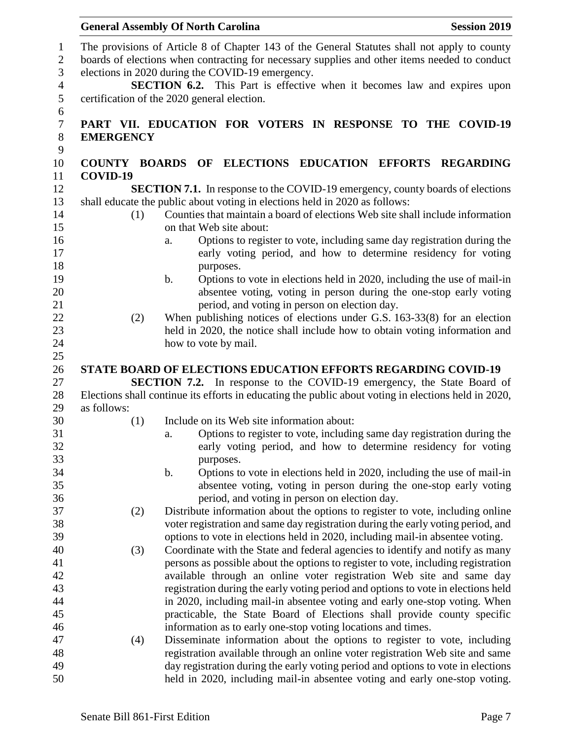The provisions of Article 8 of Chapter 143 of the General Statutes shall not apply to county boards of elections when contracting for necessary supplies and other items needed to conduct elections in 2020 during the COVID-19 emergency.

**SECTION 6.2.** This Part is effective when it becomes law and expires upon certification of the 2020 general election.

## PART VII. EDUCATION FOR VOTERS IN RESPONSE TO THE COVID-19 EMERGENCY

### COUNTY BOARDS OF ELECTIONS EDUCATION EFFORTS REGARDING COVID-19

**SECTION 7.1.** In response to the COVID-19 emergency, county boards of elections shall educate the public about voting in elections held in 2020 as follows:

(1) Counties that maintain a board of elections Web site shall include information on that Web site about:

a. Options to register to vote, including same day registration during the early voting period, and how to determine residency for voting purposes.

b. Options to vote in elections held in 2020, including the use of mail-in absentee voting, voting in person during the one-stop early voting period, and voting in person on election day.

(2) When publishing notices of elections under G.S. 163-33(8) for an election held in 2020, the notice shall include how to obtain voting information and how to vote by mail.

### STATE BOARD OF ELECTIONS EDUCATION EFFORTS REGARDING COVID-19

**SECTION 7.2.** In response to the COVID-19 emergency, the State Board of Elections shall continue its efforts in educating the public about voting in elections held in 2020, as follows:

(1) Include on its Web site information about:

a. Options to register to vote, including same day registration during the early voting period, and how to determine residency for voting purposes.

b. Options to vote in elections held in 2020, including the use of mail-in absentee voting, voting in person during the one-stop early voting period, and voting in person on election day.

(2) Distribute information about the options to register to vote, including online voter registration and same day registration during the early voting period, and options to vote in elections held in 2020, including mail-in absentee voting.

(3) Coordinate with the State and federal agencies to identify and notify as many persons as possible about the options to register to vote, including registration available through an online voter registration Web site and same day registration during the early voting period and options to vote in elections held in 2020, including mail-in absentee voting and early one-stop voting. When practicable, the State Board of Elections shall provide county specific information as to early one-stop voting locations and times.

(4) Disseminate information about the options to register to vote, including registration available through an online voter registration Web site and same day registration during the early voting period and options to vote in elections held in 2020, including mail-in absentee voting and early one-stop voting.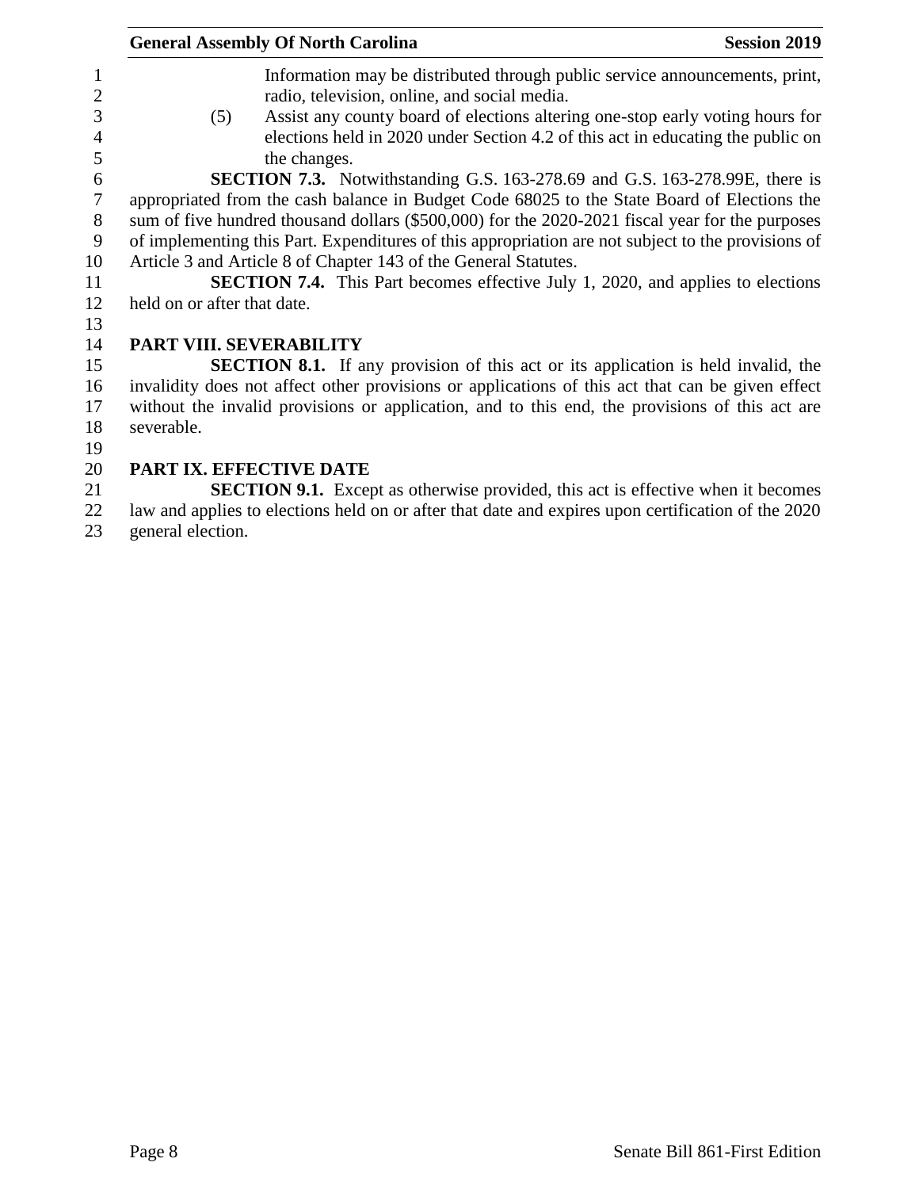Information may be distributed through public service announcements, print, radio, television, online, and social media.

(5) Assist any county board of elections altering one-stop early voting hours for elections held in 2020 under Section 4.2 of this act in educating the public on the changes.

**SECTION 7.3.** Notwithstanding G.S. 163-278.69 and G.S. 163-278.99E, there is appropriated from the cash balance in Budget Code 68025 to the State Board of Elections the sum of five hundred thousand dollars ($500,000) for the 2020-2021 fiscal year for the purposes of implementing this Part. Expenditures of this appropriation are not subject to the provisions of Article 3 and Article 8 of Chapter 143 of the General Statutes.

**SECTION 7.4.** This Part becomes effective July 1, 2020, and applies to elections held on or after that date.

## PART VIII. SEVERABILITY

**SECTION 8.1.** If any provision of this act or its application is held invalid, the invalidity does not affect other provisions or applications of this act that can be given effect without the invalid provisions or application, and to this end, the provisions of this act are severable.

## PART IX. EFFECTIVE DATE

**SECTION 9.1.** Except as otherwise provided, this act is effective when it becomes law and applies to elections held on or after that date and expires upon certification of the 2020 general election.